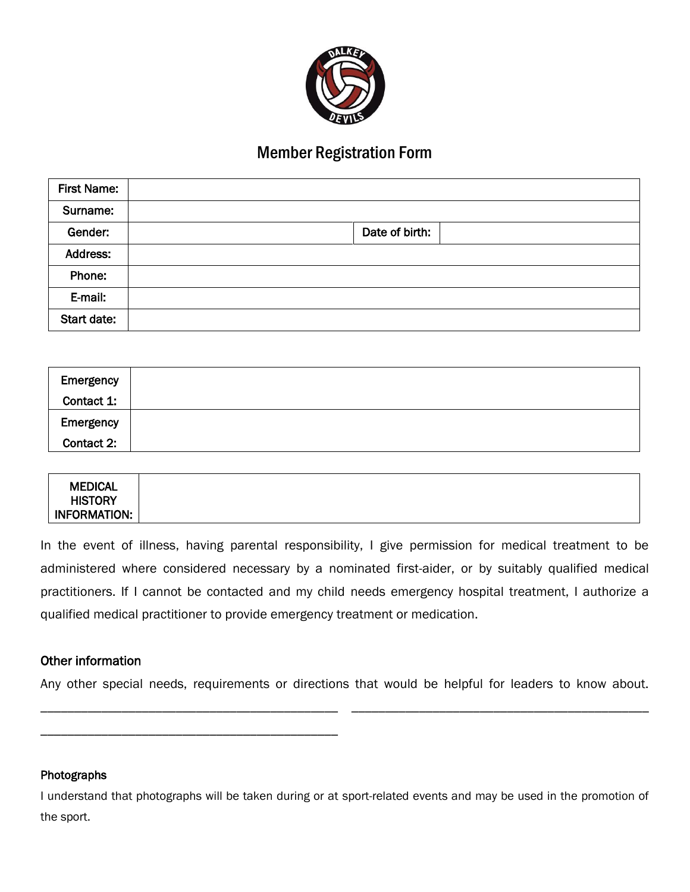# Member Registration Form

| First Name: | | | |
|---|---|---|---|
| Surname: | | | |
| Gender: | | Date of birth: | |
| Address: | | | |
| Phone: | | | |
| E-mail: | | | |
| Start date: | | | |

| Emergency Contact 1: | |
|---|---|
| Emergency Contact 2: | |

| MEDICAL HISTORY INFORMATION: | |
|---|---|

In the event of illness, having parental responsibility, I give permission for medical treatment to be administered where considered necessary by a nominated first-aider, or by suitably qualified medical practitioners. If I cannot be contacted and my child needs emergency hospital treatment, I authorize a qualified medical practitioner to provide emergency treatment or medication.

### Other information

Any other special needs, requirements or directions that would be helpful for leaders to know about.

_____________________________________________ _____________________________________________

_____________________________________________

### Photographs

I understand that photographs will be taken during or at sport-related events and may be used in the promotion of the sport.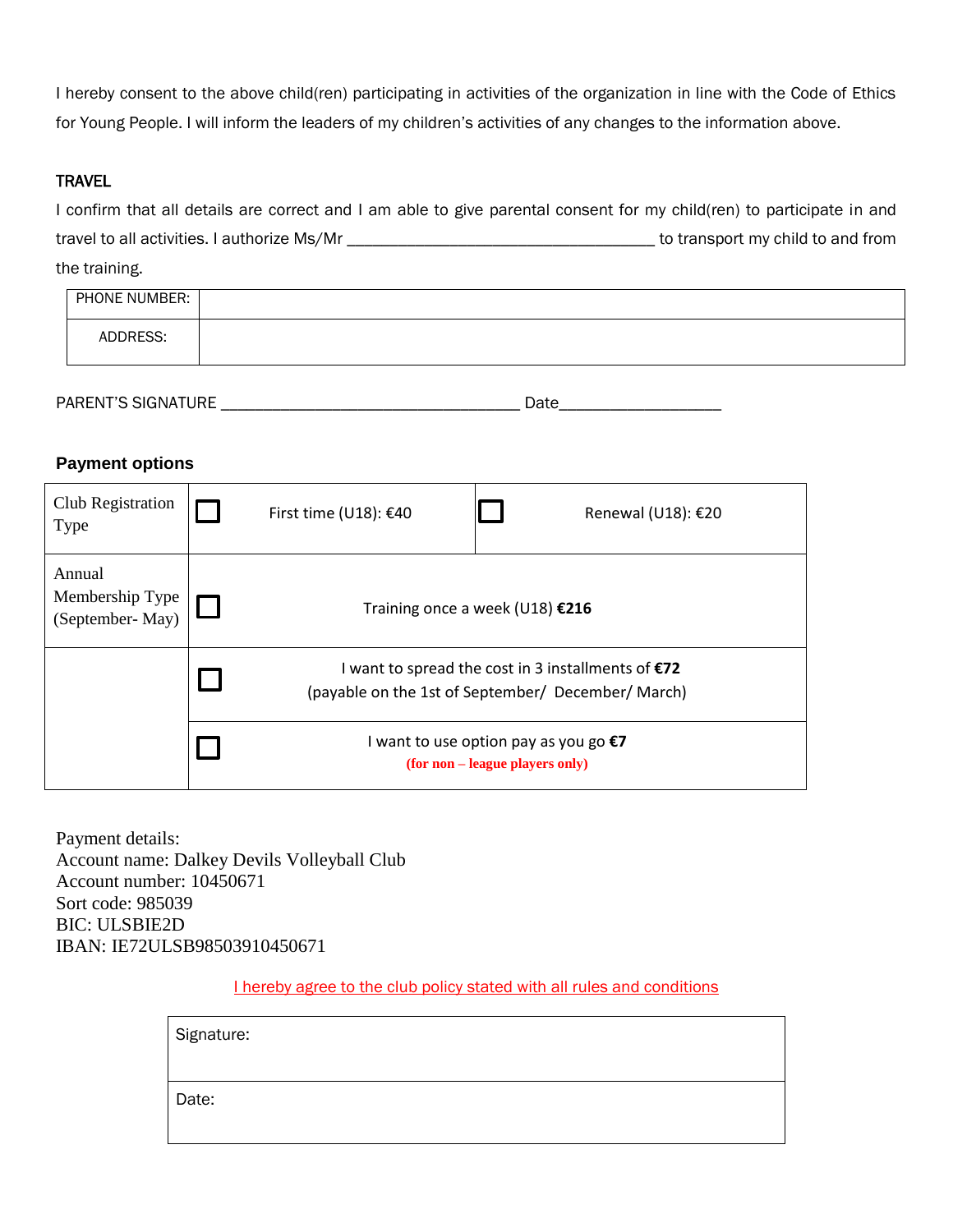I hereby consent to the above child(ren) participating in activities of the organization in line with the Code of Ethics for Young People. I will inform the leaders of my children's activities of any changes to the information above.

## TRAVEL

I confirm that all details are correct and I am able to give parental consent for my child(ren) to participate in and travel to all activities. I authorize Ms/Mr ____________________________________ to transport my child to and from the training.

| | |
|---|---|
| PHONE NUMBER: | |
| ADDRESS: | |

PARENT'S SIGNATURE ____________________________________ Date___________________

## Payment options

| | | | | |
|---|---|---|---|---|
| Club Registration Type | ☐ | First time (U18): €40 | ☐ | Renewal (U18): €20 |
| Annual Membership Type (September- May) | ☐ | Training once a week (U18) **€216** | | |
| | ☐ | I want to spread the cost in 3 installments of **€72** (payable on the 1st of September/ December/ March) | | |
| | ☐ | I want to use option pay as you go **€7** **(for non – league players only)** | | |

Payment details:
Account name: Dalkey Devils Volleyball Club
Account number: 10450671
Sort code: 985039
BIC: ULSBIE2D
IBAN: IE72ULSB98503910450671

I hereby agree to the club policy stated with all rules and conditions

| |
|---|
| Signature: |
| Date: |